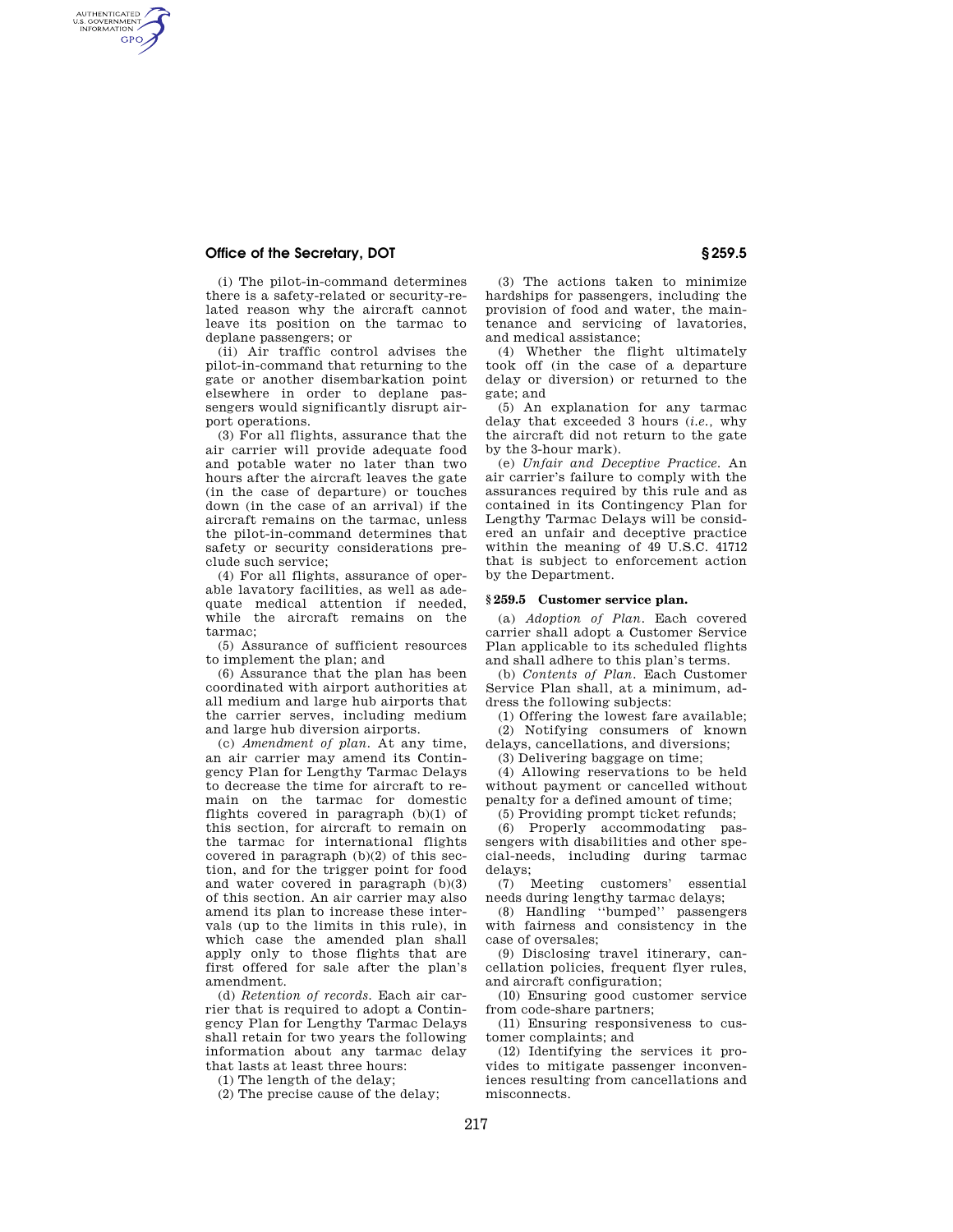(i) The pilot-in-command determines there is a safety-related or security-related reason why the aircraft cannot leave its position on the tarmac to deplane passengers; or

(ii) Air traffic control advises the pilot-in-command that returning to the gate or another disembarkation point elsewhere in order to deplane passengers would significantly disrupt airport operations.

(3) For all flights, assurance that the air carrier will provide adequate food and potable water no later than two hours after the aircraft leaves the gate (in the case of departure) or touches down (in the case of an arrival) if the aircraft remains on the tarmac, unless the pilot-in-command determines that safety or security considerations preclude such service;

(4) For all flights, assurance of operable lavatory facilities, as well as adequate medical attention if needed, while the aircraft remains on the tarmac;

(5) Assurance of sufficient resources to implement the plan; and

(6) Assurance that the plan has been coordinated with airport authorities at all medium and large hub airports that the carrier serves, including medium and large hub diversion airports.

(c) *Amendment of plan.* At any time, an air carrier may amend its Contingency Plan for Lengthy Tarmac Delays to decrease the time for aircraft to remain on the tarmac for domestic flights covered in paragraph (b)(1) of this section, for aircraft to remain on the tarmac for international flights covered in paragraph (b)(2) of this section, and for the trigger point for food and water covered in paragraph (b)(3) of this section. An air carrier may also amend its plan to increase these intervals (up to the limits in this rule), in which case the amended plan shall apply only to those flights that are first offered for sale after the plan's amendment.

(d) *Retention of records.* Each air carrier that is required to adopt a Contingency Plan for Lengthy Tarmac Delays shall retain for two years the following information about any tarmac delay that lasts at least three hours:

(1) The length of the delay;

(2) The precise cause of the delay;

(3) The actions taken to minimize hardships for passengers, including the provision of food and water, the maintenance and servicing of lavatories, and medical assistance;

(4) Whether the flight ultimately took off (in the case of a departure delay or diversion) or returned to the gate; and

(5) An explanation for any tarmac delay that exceeded 3 hours (*i.e.*, why the aircraft did not return to the gate by the 3-hour mark).

(e) *Unfair and Deceptive Practice.* An air carrier's failure to comply with the assurances required by this rule and as contained in its Contingency Plan for Lengthy Tarmac Delays will be considered an unfair and deceptive practice within the meaning of 49 U.S.C. 41712 that is subject to enforcement action by the Department.

### § 259.5 Customer service plan.

(a) *Adoption of Plan.* Each covered carrier shall adopt a Customer Service Plan applicable to its scheduled flights and shall adhere to this plan's terms.

(b) *Contents of Plan.* Each Customer Service Plan shall, at a minimum, address the following subjects:

(1) Offering the lowest fare available;

(2) Notifying consumers of known delays, cancellations, and diversions;

(3) Delivering baggage on time;

(4) Allowing reservations to be held without payment or cancelled without penalty for a defined amount of time;

(5) Providing prompt ticket refunds;

(6) Properly accommodating passengers with disabilities and other special-needs, including during tarmac delays;

(7) Meeting customers' essential needs during lengthy tarmac delays;

(8) Handling ''bumped'' passengers with fairness and consistency in the case of oversales;

(9) Disclosing travel itinerary, cancellation policies, frequent flyer rules, and aircraft configuration;

(10) Ensuring good customer service from code-share partners;

(11) Ensuring responsiveness to customer complaints; and

(12) Identifying the services it provides to mitigate passenger inconveniences resulting from cancellations and misconnects.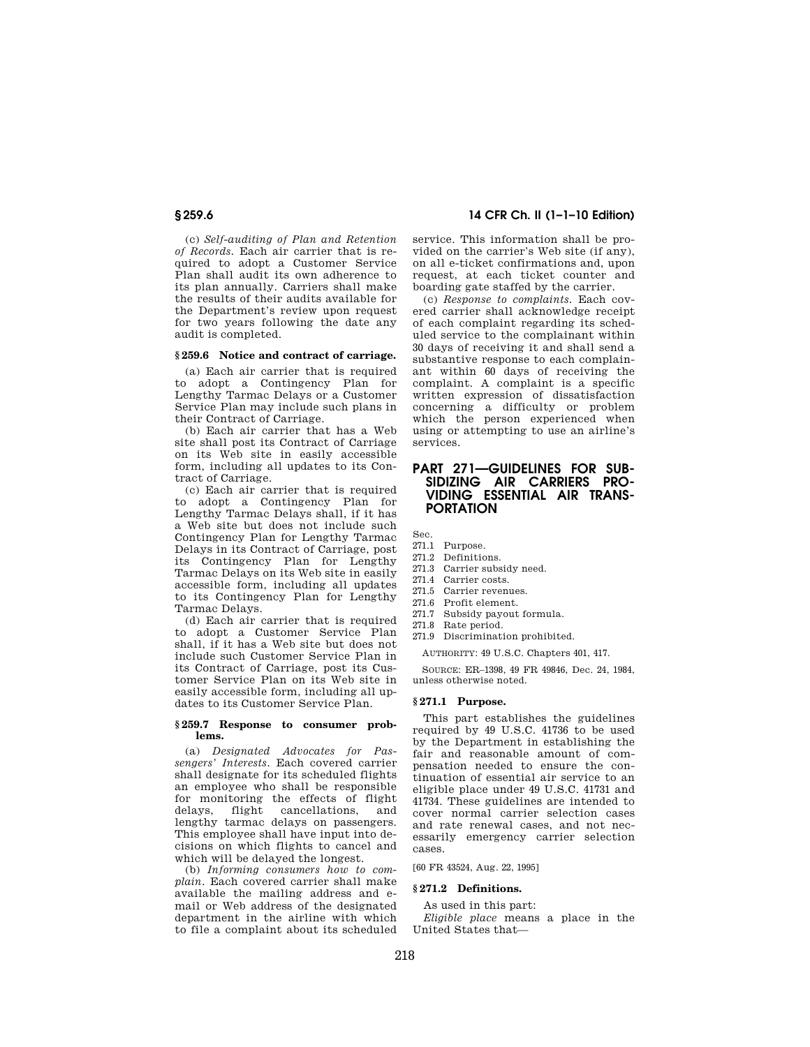(c) *Self-auditing of Plan and Retention of Records.* Each air carrier that is required to adopt a Customer Service Plan shall audit its own adherence to its plan annually. Carriers shall make the results of their audits available for the Department's review upon request for two years following the date any audit is completed.

### § 259.6 Notice and contract of carriage.

(a) Each air carrier that is required to adopt a Contingency Plan for Lengthy Tarmac Delays or a Customer Service Plan may include such plans in their Contract of Carriage.

(b) Each air carrier that has a Web site shall post its Contract of Carriage on its Web site in easily accessible form, including all updates to its Contract of Carriage.

(c) Each air carrier that is required to adopt a Contingency Plan for Lengthy Tarmac Delays shall, if it has a Web site but does not include such Contingency Plan for Lengthy Tarmac Delays in its Contract of Carriage, post its Contingency Plan for Lengthy Tarmac Delays on its Web site in easily accessible form, including all updates to its Contingency Plan for Lengthy Tarmac Delays.

(d) Each air carrier that is required to adopt a Customer Service Plan shall, if it has a Web site but does not include such Customer Service Plan in its Contract of Carriage, post its Customer Service Plan on its Web site in easily accessible form, including all updates to its Customer Service Plan.

### § 259.7 Response to consumer problems.

(a) *Designated Advocates for Passengers' Interests.* Each covered carrier shall designate for its scheduled flights an employee who shall be responsible for monitoring the effects of flight delays, flight cancellations, and lengthy tarmac delays on passengers. This employee shall have input into decisions on which flights to cancel and which will be delayed the longest.

(b) *Informing consumers how to complain.* Each covered carrier shall make available the mailing address and e-mail or Web address of the designated department in the airline with which to file a complaint about its scheduled service. This information shall be provided on the carrier's Web site (if any), on all e-ticket confirmations and, upon request, at each ticket counter and boarding gate staffed by the carrier.

(c) *Response to complaints.* Each covered carrier shall acknowledge receipt of each complaint regarding its scheduled service to the complainant within 30 days of receiving it and shall send a substantive response to each complainant within 60 days of receiving the complaint. A complaint is a specific written expression of dissatisfaction concerning a difficulty or problem which the person experienced when using or attempting to use an airline's services.

## PART 271—GUIDELINES FOR SUBSIDIZING AIR CARRIERS PROVIDING ESSENTIAL AIR TRANSPORTATION

Sec.
271.1 Purpose.
271.2 Definitions.
271.3 Carrier subsidy need.
271.4 Carrier costs.
271.5 Carrier revenues.
271.6 Profit element.
271.7 Subsidy payout formula.
271.8 Rate period.
271.9 Discrimination prohibited.

AUTHORITY: 49 U.S.C. Chapters 401, 417.

SOURCE: ER–1398, 49 FR 49846, Dec. 24, 1984, unless otherwise noted.

### § 271.1 Purpose.

This part establishes the guidelines required by 49 U.S.C. 41736 to be used by the Department in establishing the fair and reasonable amount of compensation needed to ensure the continuation of essential air service to an eligible place under 49 U.S.C. 41731 and 41734. These guidelines are intended to cover normal carrier selection cases and rate renewal cases, and not necessarily emergency carrier selection cases.

[60 FR 43524, Aug. 22, 1995]

### § 271.2 Definitions.

As used in this part:

*Eligible place* means a place in the United States that—